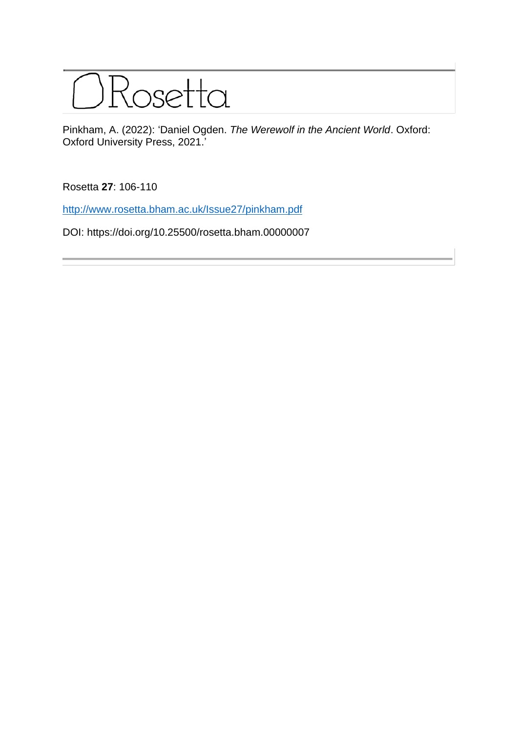# Rosetta

Pinkham, A. (2022): 'Daniel Ogden. *The Werewolf in the Ancient World*. Oxford: Oxford University Press, 2021.'

Rosetta **27**: 106-110

http://www.rosetta.bham.ac.uk/Issue27/pinkham.pdf

DOI: https://doi.org/10.25500/rosetta.bham.00000007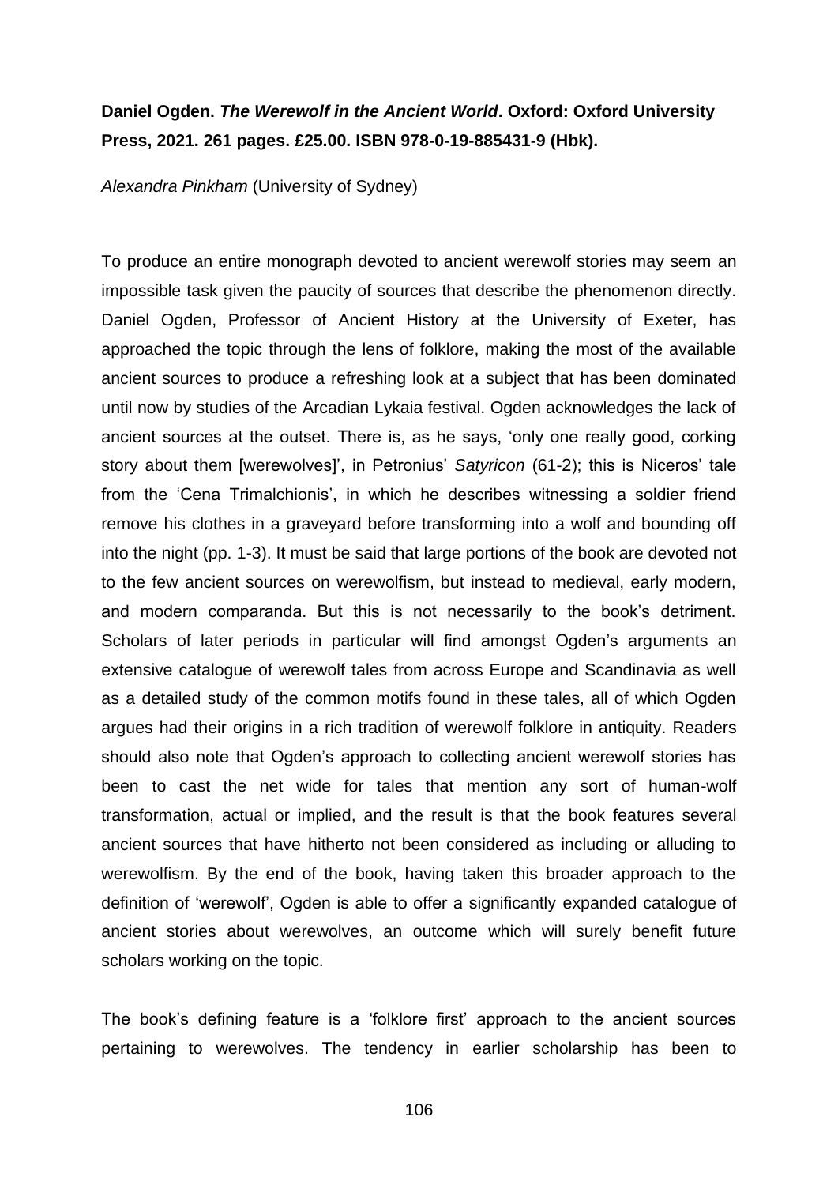**Daniel Ogden. *The Werewolf in the Ancient World*. Oxford: Oxford University Press, 2021. 261 pages. £25.00. ISBN 978-0-19-885431-9 (Hbk).**

*Alexandra Pinkham* (University of Sydney)

To produce an entire monograph devoted to ancient werewolf stories may seem an impossible task given the paucity of sources that describe the phenomenon directly. Daniel Ogden, Professor of Ancient History at the University of Exeter, has approached the topic through the lens of folklore, making the most of the available ancient sources to produce a refreshing look at a subject that has been dominated until now by studies of the Arcadian Lykaia festival. Ogden acknowledges the lack of ancient sources at the outset. There is, as he says, 'only one really good, corking story about them [werewolves]', in Petronius' *Satyricon* (61-2); this is Niceros' tale from the 'Cena Trimalchionis', in which he describes witnessing a soldier friend remove his clothes in a graveyard before transforming into a wolf and bounding off into the night (pp. 1-3). It must be said that large portions of the book are devoted not to the few ancient sources on werewolfism, but instead to medieval, early modern, and modern comparanda. But this is not necessarily to the book's detriment. Scholars of later periods in particular will find amongst Ogden's arguments an extensive catalogue of werewolf tales from across Europe and Scandinavia as well as a detailed study of the common motifs found in these tales, all of which Ogden argues had their origins in a rich tradition of werewolf folklore in antiquity. Readers should also note that Ogden's approach to collecting ancient werewolf stories has been to cast the net wide for tales that mention any sort of human-wolf transformation, actual or implied, and the result is that the book features several ancient sources that have hitherto not been considered as including or alluding to werewolfism. By the end of the book, having taken this broader approach to the definition of 'werewolf', Ogden is able to offer a significantly expanded catalogue of ancient stories about werewolves, an outcome which will surely benefit future scholars working on the topic.

The book's defining feature is a 'folklore first' approach to the ancient sources pertaining to werewolves. The tendency in earlier scholarship has been to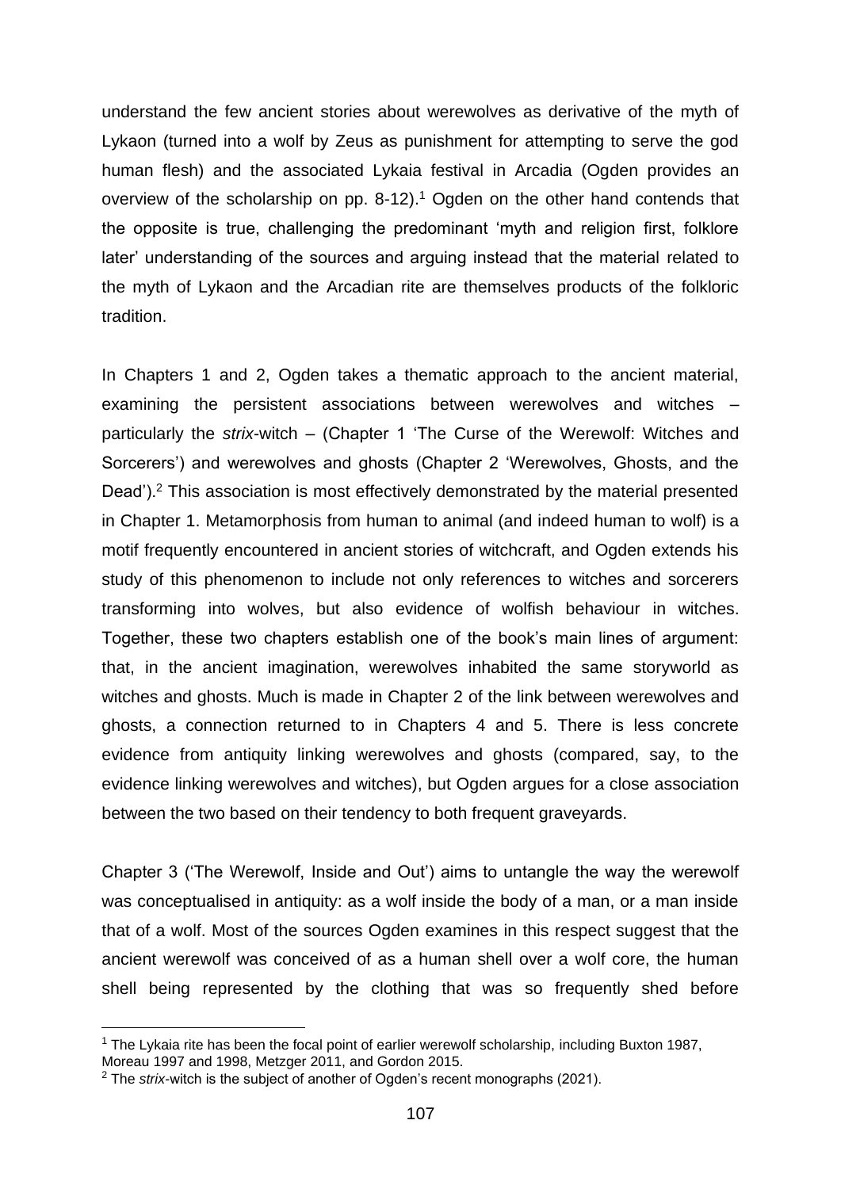understand the few ancient stories about werewolves as derivative of the myth of Lykaon (turned into a wolf by Zeus as punishment for attempting to serve the god human flesh) and the associated Lykaia festival in Arcadia (Ogden provides an overview of the scholarship on pp. 8-12).[1] Ogden on the other hand contends that the opposite is true, challenging the predominant 'myth and religion first, folklore later' understanding of the sources and arguing instead that the material related to the myth of Lykaon and the Arcadian rite are themselves products of the folkloric tradition.

In Chapters 1 and 2, Ogden takes a thematic approach to the ancient material, examining the persistent associations between werewolves and witches – particularly the *strix*-witch – (Chapter 1 'The Curse of the Werewolf: Witches and Sorcerers') and werewolves and ghosts (Chapter 2 'Werewolves, Ghosts, and the Dead').[2] This association is most effectively demonstrated by the material presented in Chapter 1. Metamorphosis from human to animal (and indeed human to wolf) is a motif frequently encountered in ancient stories of witchcraft, and Ogden extends his study of this phenomenon to include not only references to witches and sorcerers transforming into wolves, but also evidence of wolfish behaviour in witches. Together, these two chapters establish one of the book's main lines of argument: that, in the ancient imagination, werewolves inhabited the same storyworld as witches and ghosts. Much is made in Chapter 2 of the link between werewolves and ghosts, a connection returned to in Chapters 4 and 5. There is less concrete evidence from antiquity linking werewolves and ghosts (compared, say, to the evidence linking werewolves and witches), but Ogden argues for a close association between the two based on their tendency to both frequent graveyards.

Chapter 3 ('The Werewolf, Inside and Out') aims to untangle the way the werewolf was conceptualised in antiquity: as a wolf inside the body of a man, or a man inside that of a wolf. Most of the sources Ogden examines in this respect suggest that the ancient werewolf was conceived of as a human shell over a wolf core, the human shell being represented by the clothing that was so frequently shed before

[1] The Lykaia rite has been the focal point of earlier werewolf scholarship, including Buxton 1987, Moreau 1997 and 1998, Metzger 2011, and Gordon 2015.

[2] The *strix*-witch is the subject of another of Ogden's recent monographs (2021).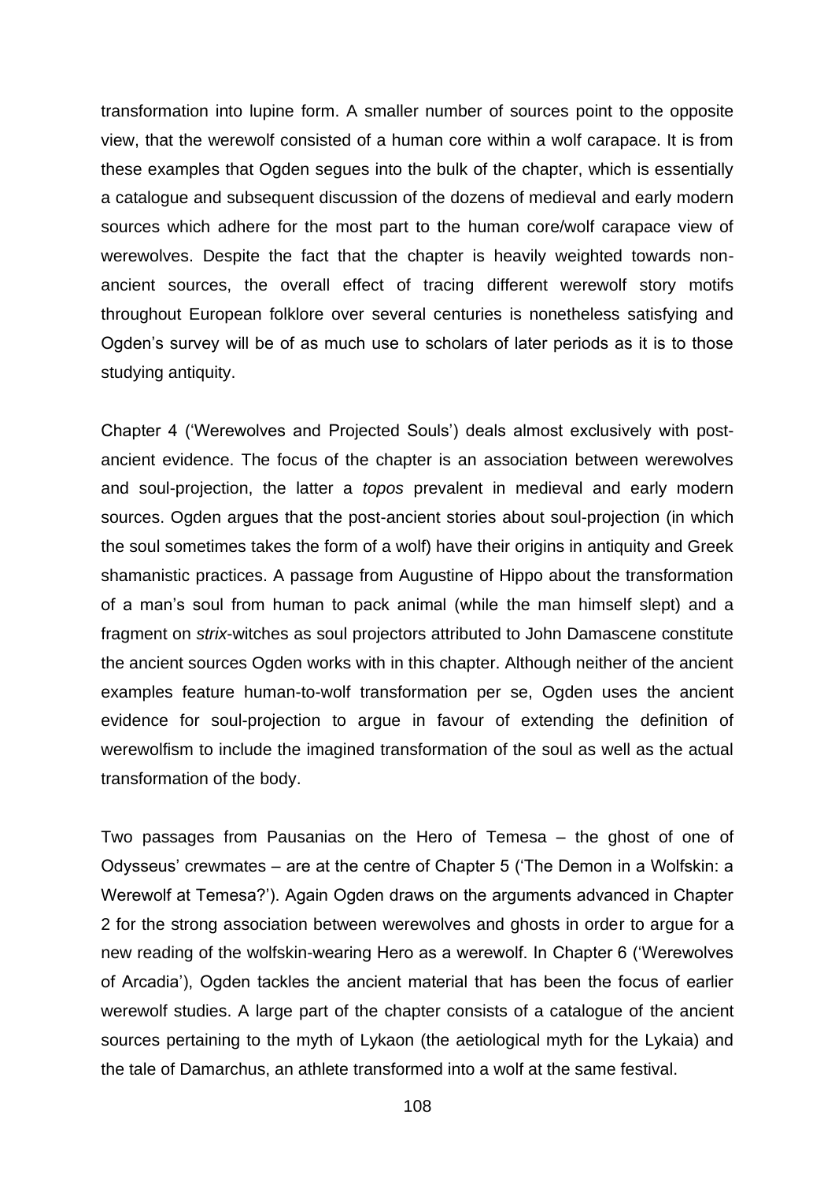transformation into lupine form. A smaller number of sources point to the opposite view, that the werewolf consisted of a human core within a wolf carapace. It is from these examples that Ogden segues into the bulk of the chapter, which is essentially a catalogue and subsequent discussion of the dozens of medieval and early modern sources which adhere for the most part to the human core/wolf carapace view of werewolves. Despite the fact that the chapter is heavily weighted towards non-ancient sources, the overall effect of tracing different werewolf story motifs throughout European folklore over several centuries is nonetheless satisfying and Ogden's survey will be of as much use to scholars of later periods as it is to those studying antiquity.

Chapter 4 ('Werewolves and Projected Souls') deals almost exclusively with post-ancient evidence. The focus of the chapter is an association between werewolves and soul-projection, the latter a *topos* prevalent in medieval and early modern sources. Ogden argues that the post-ancient stories about soul-projection (in which the soul sometimes takes the form of a wolf) have their origins in antiquity and Greek shamanistic practices. A passage from Augustine of Hippo about the transformation of a man's soul from human to pack animal (while the man himself slept) and a fragment on *strix*-witches as soul projectors attributed to John Damascene constitute the ancient sources Ogden works with in this chapter. Although neither of the ancient examples feature human-to-wolf transformation per se, Ogden uses the ancient evidence for soul-projection to argue in favour of extending the definition of werewolfism to include the imagined transformation of the soul as well as the actual transformation of the body.

Two passages from Pausanias on the Hero of Temesa – the ghost of one of Odysseus' crewmates – are at the centre of Chapter 5 ('The Demon in a Wolfskin: a Werewolf at Temesa?'). Again Ogden draws on the arguments advanced in Chapter 2 for the strong association between werewolves and ghosts in order to argue for a new reading of the wolfskin-wearing Hero as a werewolf. In Chapter 6 ('Werewolves of Arcadia'), Ogden tackles the ancient material that has been the focus of earlier werewolf studies. A large part of the chapter consists of a catalogue of the ancient sources pertaining to the myth of Lykaon (the aetiological myth for the Lykaia) and the tale of Damarchus, an athlete transformed into a wolf at the same festival.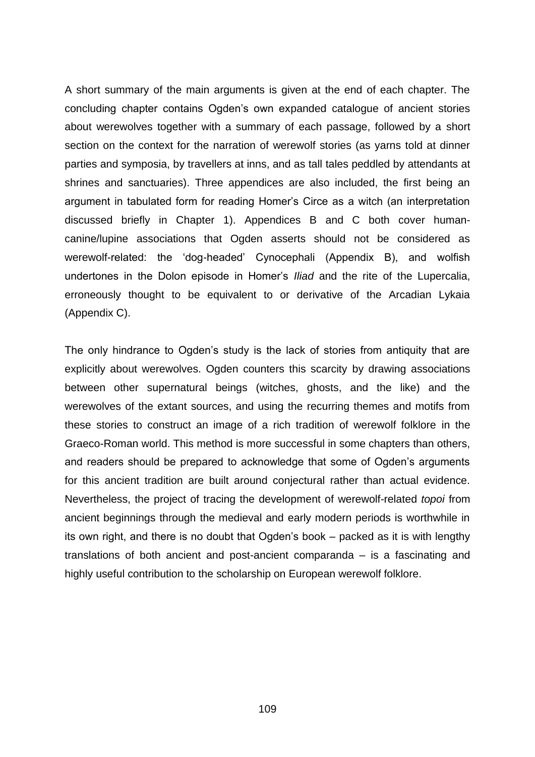A short summary of the main arguments is given at the end of each chapter. The concluding chapter contains Ogden's own expanded catalogue of ancient stories about werewolves together with a summary of each passage, followed by a short section on the context for the narration of werewolf stories (as yarns told at dinner parties and symposia, by travellers at inns, and as tall tales peddled by attendants at shrines and sanctuaries). Three appendices are also included, the first being an argument in tabulated form for reading Homer's Circe as a witch (an interpretation discussed briefly in Chapter 1). Appendices B and C both cover human-canine/lupine associations that Ogden asserts should not be considered as werewolf-related: the 'dog-headed' Cynocephali (Appendix B), and wolfish undertones in the Dolon episode in Homer's *Iliad* and the rite of the Lupercalia, erroneously thought to be equivalent to or derivative of the Arcadian Lykaia (Appendix C).

The only hindrance to Ogden's study is the lack of stories from antiquity that are explicitly about werewolves. Ogden counters this scarcity by drawing associations between other supernatural beings (witches, ghosts, and the like) and the werewolves of the extant sources, and using the recurring themes and motifs from these stories to construct an image of a rich tradition of werewolf folklore in the Graeco-Roman world. This method is more successful in some chapters than others, and readers should be prepared to acknowledge that some of Ogden's arguments for this ancient tradition are built around conjectural rather than actual evidence. Nevertheless, the project of tracing the development of werewolf-related *topoi* from ancient beginnings through the medieval and early modern periods is worthwhile in its own right, and there is no doubt that Ogden's book – packed as it is with lengthy translations of both ancient and post-ancient comparanda – is a fascinating and highly useful contribution to the scholarship on European werewolf folklore.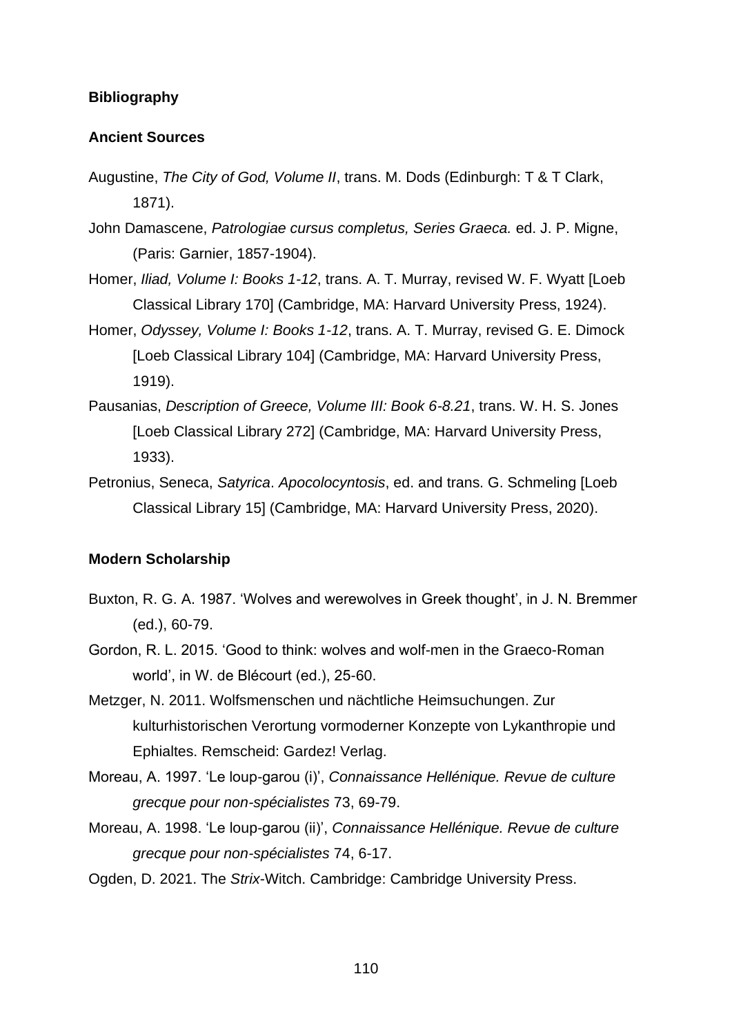## Bibliography

### Ancient Sources

Augustine, *The City of God, Volume II*, trans. M. Dods (Edinburgh: T & T Clark, 1871).

John Damascene, *Patrologiae cursus completus, Series Graeca.* ed. J. P. Migne, (Paris: Garnier, 1857-1904).

Homer, *Iliad, Volume I: Books 1-12*, trans. A. T. Murray, revised W. F. Wyatt [Loeb Classical Library 170] (Cambridge, MA: Harvard University Press, 1924).

Homer, *Odyssey, Volume I: Books 1-12*, trans. A. T. Murray, revised G. E. Dimock [Loeb Classical Library 104] (Cambridge, MA: Harvard University Press, 1919).

Pausanias, *Description of Greece, Volume III: Book 6-8.21*, trans. W. H. S. Jones [Loeb Classical Library 272] (Cambridge, MA: Harvard University Press, 1933).

Petronius, Seneca, *Satyrica*. *Apocolocyntosis*, ed. and trans. G. Schmeling [Loeb Classical Library 15] (Cambridge, MA: Harvard University Press, 2020).

### Modern Scholarship

Buxton, R. G. A. 1987. 'Wolves and werewolves in Greek thought', in J. N. Bremmer (ed.), 60-79.

Gordon, R. L. 2015. 'Good to think: wolves and wolf-men in the Graeco-Roman world', in W. de Blécourt (ed.), 25-60.

Metzger, N. 2011. Wolfsmenschen und nächtliche Heimsuchungen. Zur kulturhistorischen Verortung vormoderner Konzepte von Lykanthropie und Ephialtes. Remscheid: Gardez! Verlag.

Moreau, A. 1997. 'Le loup-garou (i)', *Connaissance Hellénique. Revue de culture grecque pour non-spécialistes* 73, 69-79.

Moreau, A. 1998. 'Le loup-garou (ii)', *Connaissance Hellénique. Revue de culture grecque pour non-spécialistes* 74, 6-17.

Ogden, D. 2021. The *Strix*-Witch. Cambridge: Cambridge University Press.